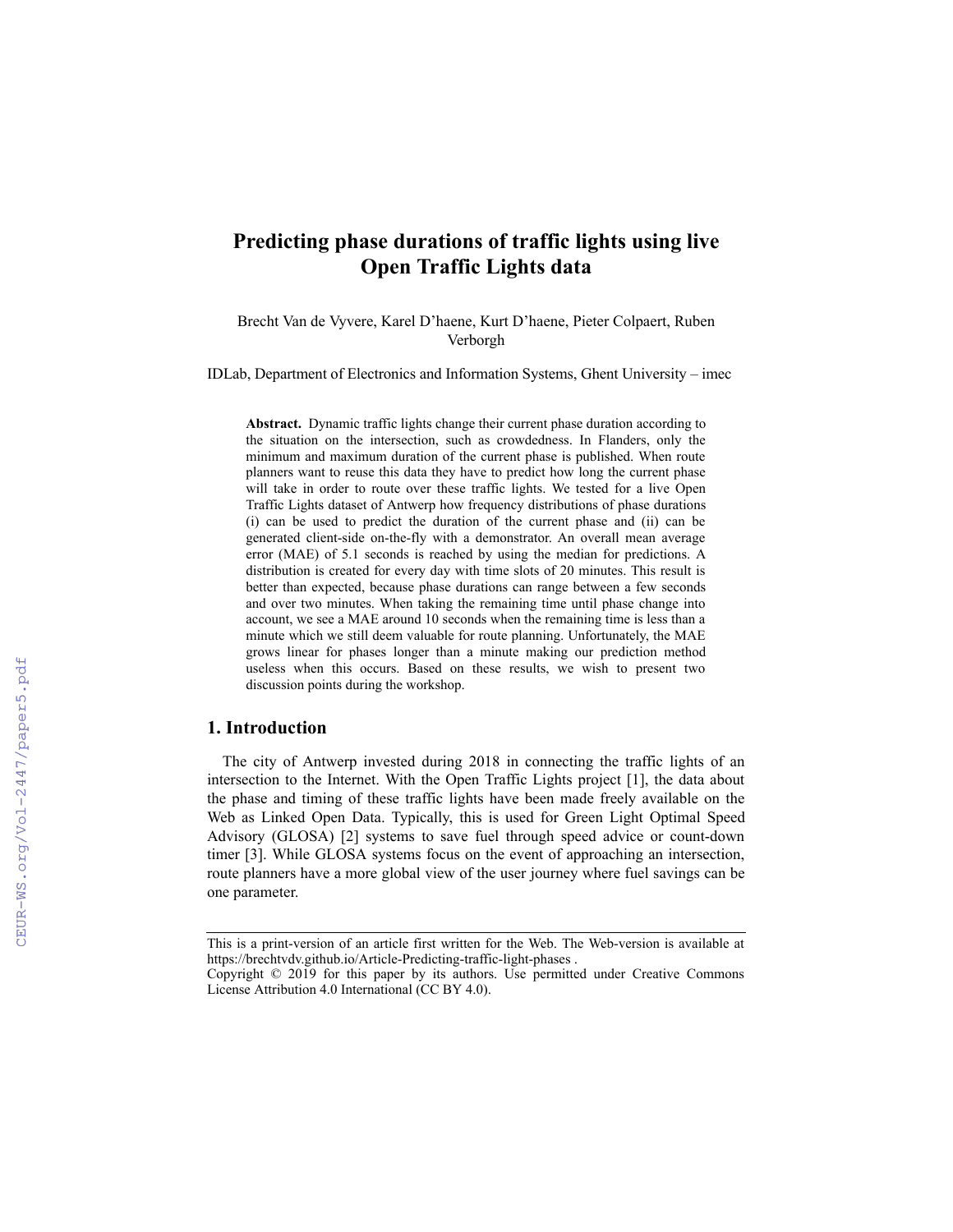# Predicting phase durations of traffic lights using live Open Traffic Lights data

Brecht Van de Vyvere, Karel D'haene, Kurt D'haene, Pieter Colpaert, Ruben Verborgh

IDLab, Department of Electronics and Information Systems, Ghent University – imec

**Abstract.** Dynamic traffic lights change their current phase duration according to the situation on the intersection, such as crowdedness. In Flanders, only the minimum and maximum duration of the current phase is published. When route planners want to reuse this data they have to predict how long the current phase will take in order to route over these traffic lights. We tested for a live Open Traffic Lights dataset of Antwerp how frequency distributions of phase durations (i) can be used to predict the duration of the current phase and (ii) can be generated client-side on-the-fly with a demonstrator. An overall mean average error (MAE) of 5.1 seconds is reached by using the median for predictions. A distribution is created for every day with time slots of 20 minutes. This result is better than expected, because phase durations can range between a few seconds and over two minutes. When taking the remaining time until phase change into account, we see a MAE around 10 seconds when the remaining time is less than a minute which we still deem valuable for route planning. Unfortunately, the MAE grows linear for phases longer than a minute making our prediction method useless when this occurs. Based on these results, we wish to present two discussion points during the workshop.

## 1. Introduction

The city of Antwerp invested during 2018 in connecting the traffic lights of an intersection to the Internet. With the Open Traffic Lights project [1], the data about the phase and timing of these traffic lights have been made freely available on the Web as Linked Open Data. Typically, this is used for Green Light Optimal Speed Advisory (GLOSA) [2] systems to save fuel through speed advice or count-down timer [3]. While GLOSA systems focus on the event of approaching an intersection, route planners have a more global view of the user journey where fuel savings can be one parameter.

This is a print-version of an article first written for the Web. The Web-version is available at https://brechtvdv.github.io/Article-Predicting-traffic-light-phases .

Copyright © 2019 for this paper by its authors. Use permitted under Creative Commons License Attribution 4.0 International (CC BY 4.0).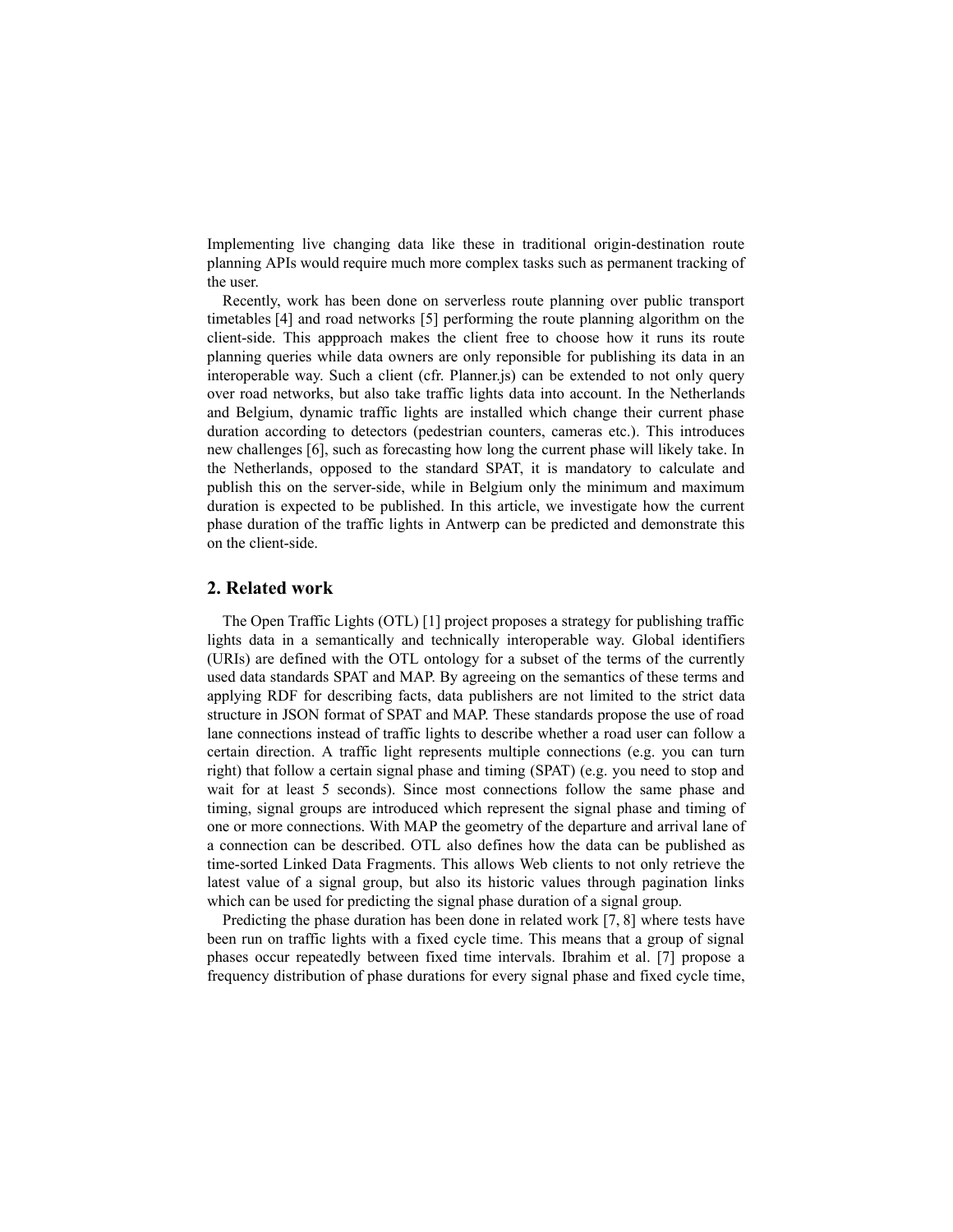Implementing live changing data like these in traditional origin-destination route planning APIs would require much more complex tasks such as permanent tracking of the user.

Recently, work has been done on serverless route planning over public transport timetables [4] and road networks [5] performing the route planning algorithm on the client-side. This appproach makes the client free to choose how it runs its route planning queries while data owners are only reponsible for publishing its data in an interoperable way. Such a client (cfr. Planner.js) can be extended to not only query over road networks, but also take traffic lights data into account. In the Netherlands and Belgium, dynamic traffic lights are installed which change their current phase duration according to detectors (pedestrian counters, cameras etc.). This introduces new challenges [6], such as forecasting how long the current phase will likely take. In the Netherlands, opposed to the standard SPAT, it is mandatory to calculate and publish this on the server-side, while in Belgium only the minimum and maximum duration is expected to be published. In this article, we investigate how the current phase duration of the traffic lights in Antwerp can be predicted and demonstrate this on the client-side.

## 2. Related work

The Open Traffic Lights (OTL) [1] project proposes a strategy for publishing traffic lights data in a semantically and technically interoperable way. Global identifiers (URIs) are defined with the OTL ontology for a subset of the terms of the currently used data standards SPAT and MAP. By agreeing on the semantics of these terms and applying RDF for describing facts, data publishers are not limited to the strict data structure in JSON format of SPAT and MAP. These standards propose the use of road lane connections instead of traffic lights to describe whether a road user can follow a certain direction. A traffic light represents multiple connections (e.g. you can turn right) that follow a certain signal phase and timing (SPAT) (e.g. you need to stop and wait for at least 5 seconds). Since most connections follow the same phase and timing, signal groups are introduced which represent the signal phase and timing of one or more connections. With MAP the geometry of the departure and arrival lane of a connection can be described. OTL also defines how the data can be published as time-sorted Linked Data Fragments. This allows Web clients to not only retrieve the latest value of a signal group, but also its historic values through pagination links which can be used for predicting the signal phase duration of a signal group.

Predicting the phase duration has been done in related work [7, 8] where tests have been run on traffic lights with a fixed cycle time. This means that a group of signal phases occur repeatedly between fixed time intervals. Ibrahim et al. [7] propose a frequency distribution of phase durations for every signal phase and fixed cycle time,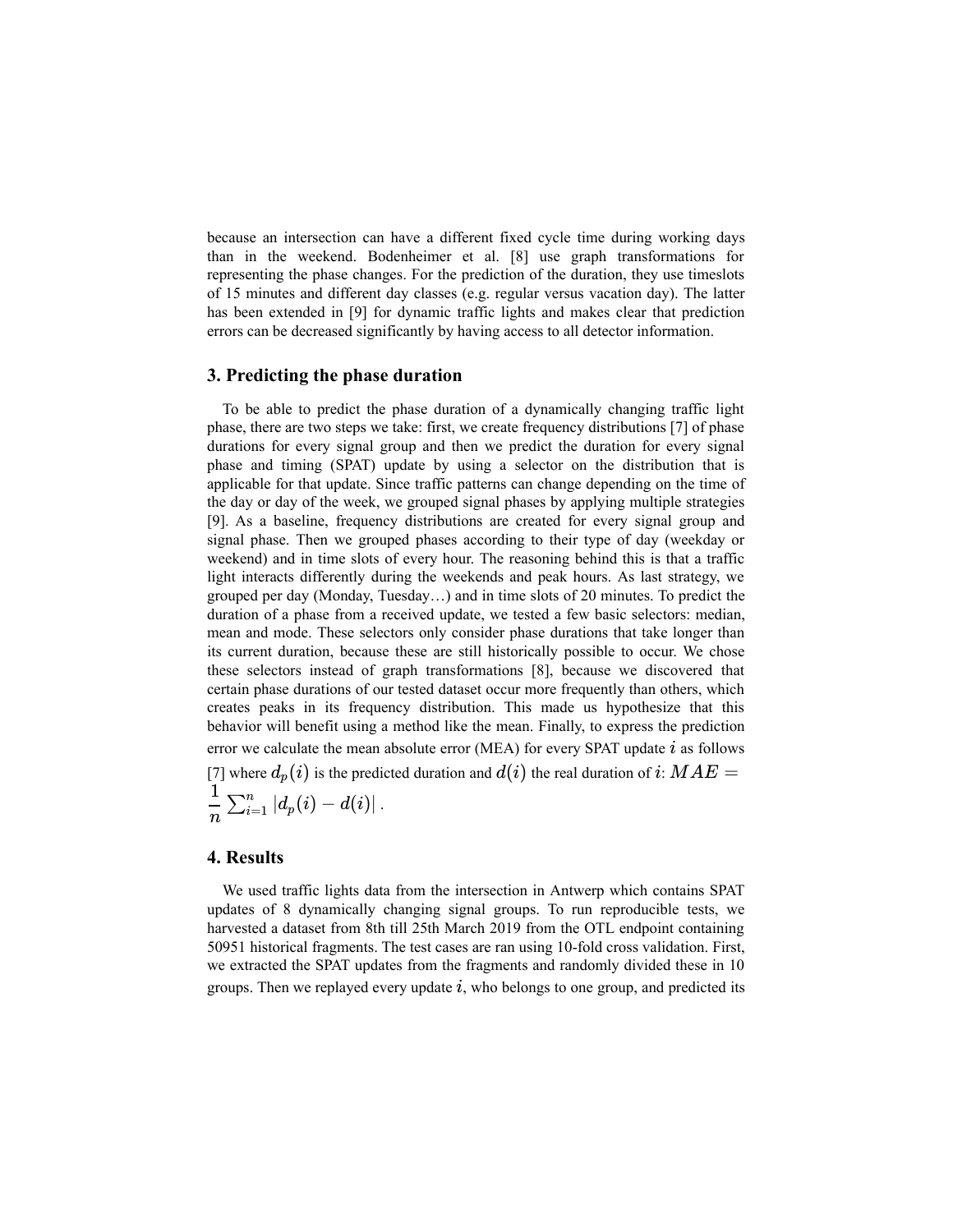because an intersection can have a different fixed cycle time during working days than in the weekend. Bodenheimer et al. [8] use graph transformations for representing the phase changes. For the prediction of the duration, they use timeslots of 15 minutes and different day classes (e.g. regular versus vacation day). The latter has been extended in [9] for dynamic traffic lights and makes clear that prediction errors can be decreased significantly by having access to all detector information.

## 3. Predicting the phase duration

To be able to predict the phase duration of a dynamically changing traffic light phase, there are two steps we take: first, we create frequency distributions [7] of phase durations for every signal group and then we predict the duration for every signal phase and timing (SPAT) update by using a selector on the distribution that is applicable for that update. Since traffic patterns can change depending on the time of the day or day of the week, we grouped signal phases by applying multiple strategies [9]. As a baseline, frequency distributions are created for every signal group and signal phase. Then we grouped phases according to their type of day (weekday or weekend) and in time slots of every hour. The reasoning behind this is that a traffic light interacts differently during the weekends and peak hours. As last strategy, we grouped per day (Monday, Tuesday…) and in time slots of 20 minutes. To predict the duration of a phase from a received update, we tested a few basic selectors: median, mean and mode. These selectors only consider phase durations that take longer than its current duration, because these are still historically possible to occur. We chose these selectors instead of graph transformations [8], because we discovered that certain phase durations of our tested dataset occur more frequently than others, which creates peaks in its frequency distribution. This made us hypothesize that this behavior will benefit using a method like the mean. Finally, to express the prediction error we calculate the mean absolute error (MEA) for every SPAT update $i$ as follows [7] where $d_p(i)$ is the predicted duration and $d(i)$ the real duration of $i$: $MAE = \frac{1}{n}\sum_{i=1}^{n}|d_p(i) - d(i)|$.

## 4. Results

We used traffic lights data from the intersection in Antwerp which contains SPAT updates of 8 dynamically changing signal groups. To run reproducible tests, we harvested a dataset from 8th till 25th March 2019 from the OTL endpoint containing 50951 historical fragments. The test cases are ran using 10-fold cross validation. First, we extracted the SPAT updates from the fragments and randomly divided these in 10 groups. Then we replayed every update $i$, who belongs to one group, and predicted its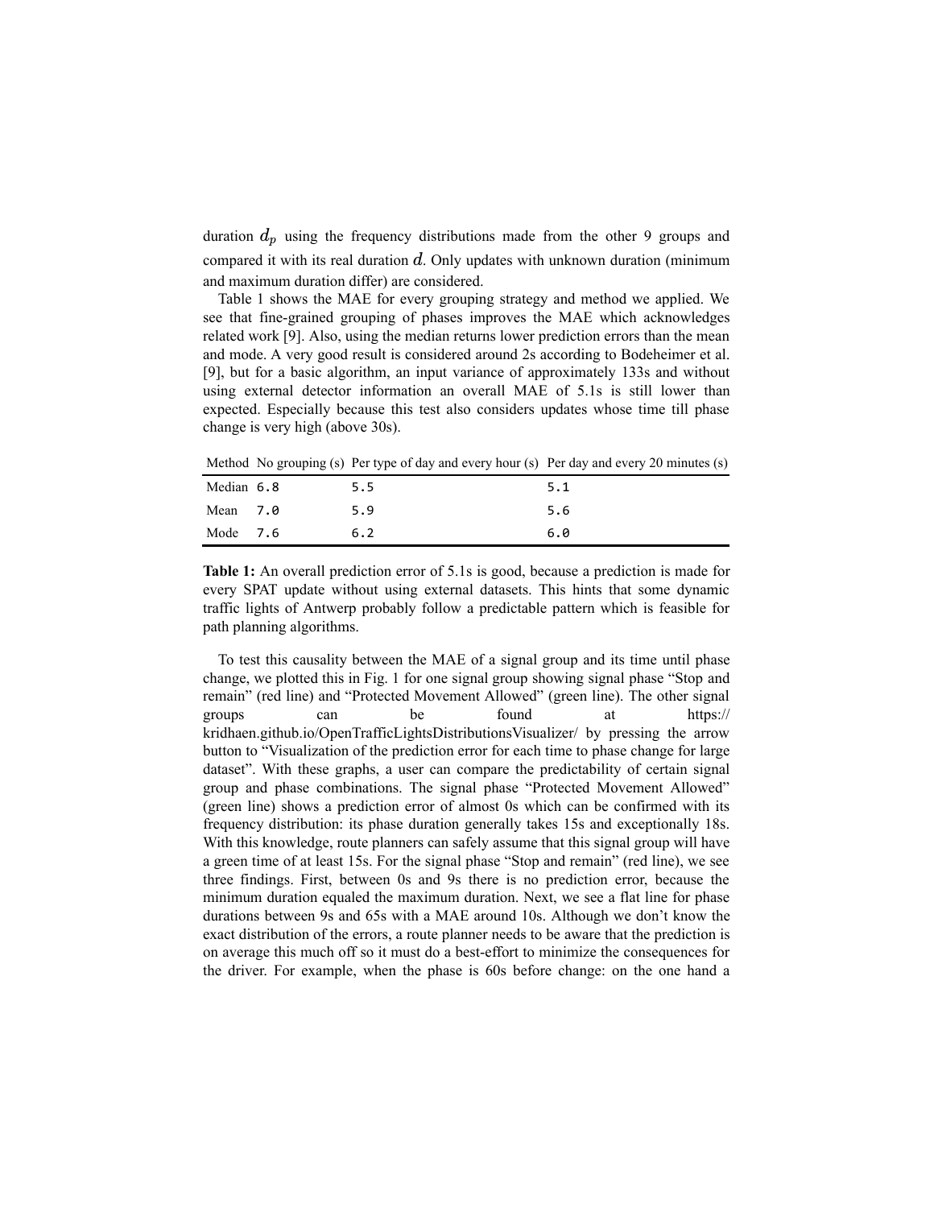duration $d_p$ using the frequency distributions made from the other 9 groups and compared it with its real duration $d$. Only updates with unknown duration (minimum and maximum duration differ) are considered.

Table 1 shows the MAE for every grouping strategy and method we applied. We see that fine-grained grouping of phases improves the MAE which acknowledges related work [9]. Also, using the median returns lower prediction errors than the mean and mode. A very good result is considered around 2s according to Bodeheimer et al. [9], but for a basic algorithm, an input variance of approximately 133s and without using external detector information an overall MAE of 5.1s is still lower than expected. Especially because this test also considers updates whose time till phase change is very high (above 30s).

| Method | No grouping (s) | Per type of day and every hour (s) | Per day and every 20 minutes (s) |
|---|---|---|---|
| Median | 6.8 | 5.5 | 5.1 |
| Mean | 7.0 | 5.9 | 5.6 |
| Mode | 7.6 | 6.2 | 6.0 |

**Table 1:** An overall prediction error of 5.1s is good, because a prediction is made for every SPAT update without using external datasets. This hints that some dynamic traffic lights of Antwerp probably follow a predictable pattern which is feasible for path planning algorithms.

To test this causality between the MAE of a signal group and its time until phase change, we plotted this in Fig. 1 for one signal group showing signal phase "Stop and remain" (red line) and "Protected Movement Allowed" (green line). The other signal groups can be found at https://kridhaen.github.io/OpenTrafficLightsDistributionsVisualizer/ by pressing the arrow button to "Visualization of the prediction error for each time to phase change for large dataset". With these graphs, a user can compare the predictability of certain signal group and phase combinations. The signal phase "Protected Movement Allowed" (green line) shows a prediction error of almost 0s which can be confirmed with its frequency distribution: its phase duration generally takes 15s and exceptionally 18s. With this knowledge, route planners can safely assume that this signal group will have a green time of at least 15s. For the signal phase "Stop and remain" (red line), we see three findings. First, between 0s and 9s there is no prediction error, because the minimum duration equaled the maximum duration. Next, we see a flat line for phase durations between 9s and 65s with a MAE around 10s. Although we don't know the exact distribution of the errors, a route planner needs to be aware that the prediction is on average this much off so it must do a best-effort to minimize the consequences for the driver. For example, when the phase is 60s before change: on the one hand a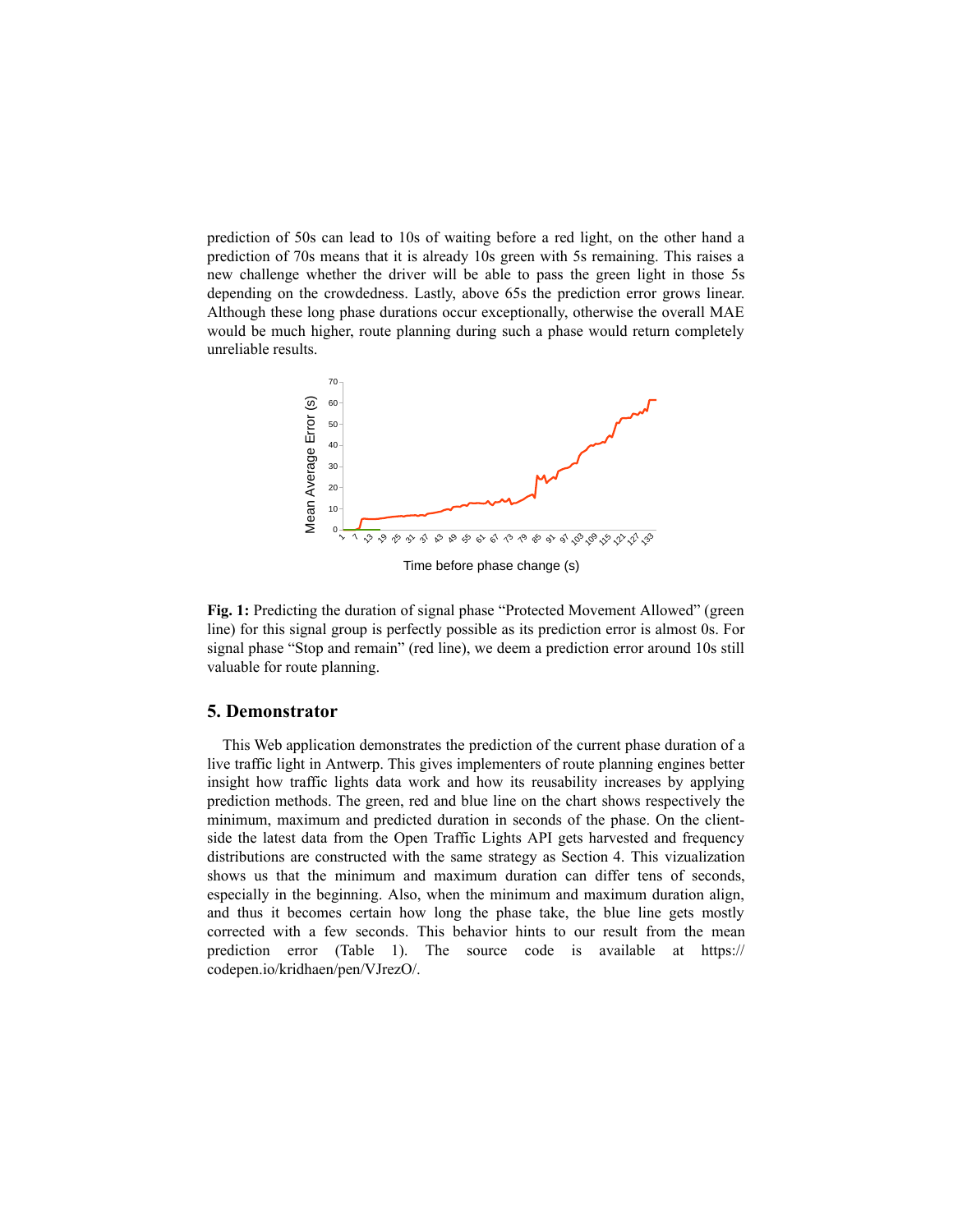prediction of 50s can lead to 10s of waiting before a red light, on the other hand a prediction of 70s means that it is already 10s green with 5s remaining. This raises a new challenge whether the driver will be able to pass the green light in those 5s depending on the crowdedness. Lastly, above 65s the prediction error grows linear. Although these long phase durations occur exceptionally, otherwise the overall MAE would be much higher, route planning during such a phase would return completely unreliable results.

**Fig. 1:** Predicting the duration of signal phase "Protected Movement Allowed" (green line) for this signal group is perfectly possible as its prediction error is almost 0s. For signal phase "Stop and remain" (red line), we deem a prediction error around 10s still valuable for route planning.

## 5. Demonstrator

This Web application demonstrates the prediction of the current phase duration of a live traffic light in Antwerp. This gives implementers of route planning engines better insight how traffic lights data work and how its reusability increases by applying prediction methods. The green, red and blue line on the chart shows respectively the minimum, maximum and predicted duration in seconds of the phase. On the client-side the latest data from the Open Traffic Lights API gets harvested and frequency distributions are constructed with the same strategy as Section 4. This vizualization shows us that the minimum and maximum duration can differ tens of seconds, especially in the beginning. Also, when the minimum and maximum duration align, and thus it becomes certain how long the phase take, the blue line gets mostly corrected with a few seconds. This behavior hints to our result from the mean prediction error (Table 1). The source code is available at https://codepen.io/kridhaen/pen/VJrezO/.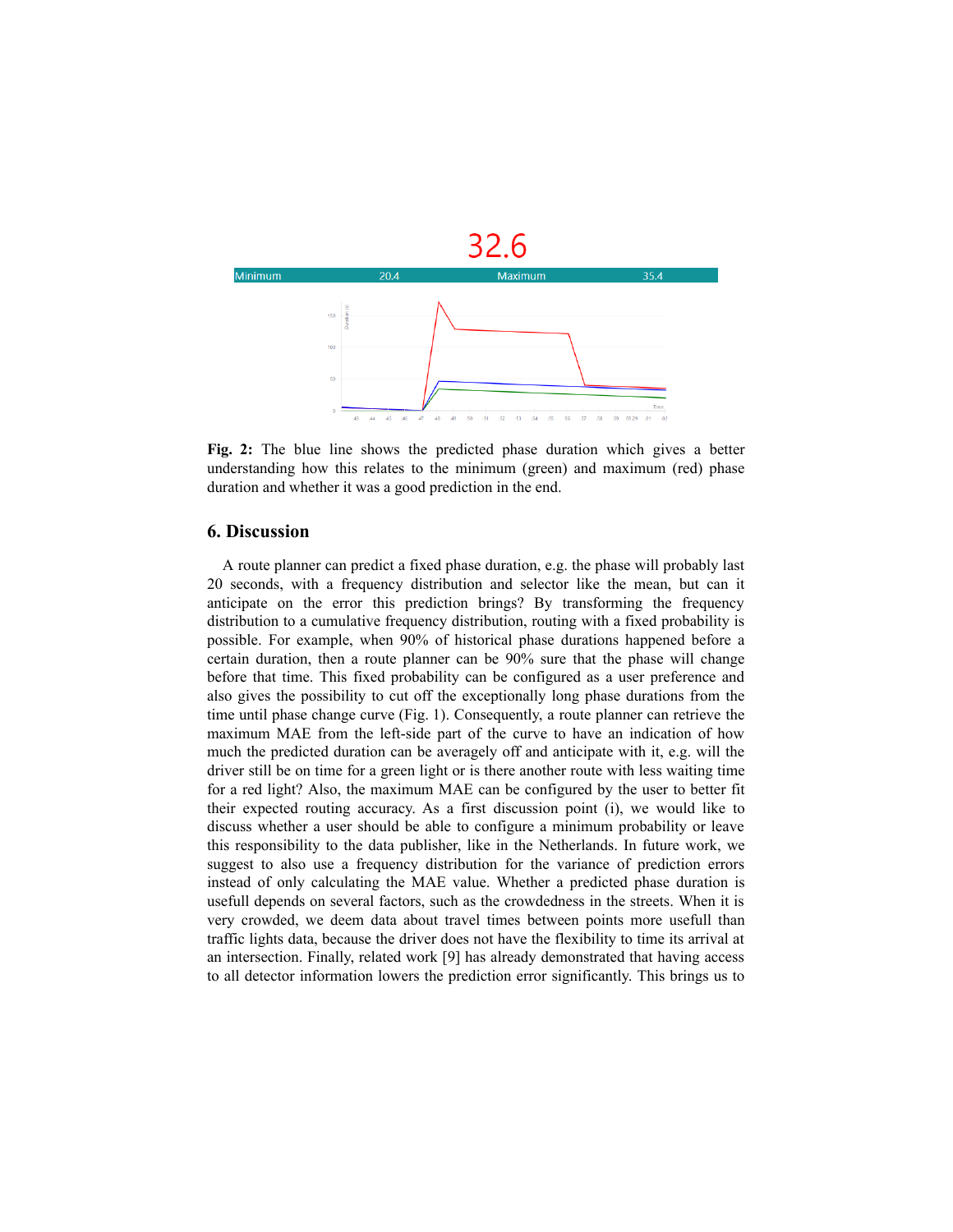**Fig. 2:** The blue line shows the predicted phase duration which gives a better understanding how this relates to the minimum (green) and maximum (red) phase duration and whether it was a good prediction in the end.

## 6. Discussion

A route planner can predict a fixed phase duration, e.g. the phase will probably last 20 seconds, with a frequency distribution and selector like the mean, but can it anticipate on the error this prediction brings? By transforming the frequency distribution to a cumulative frequency distribution, routing with a fixed probability is possible. For example, when 90% of historical phase durations happened before a certain duration, then a route planner can be 90% sure that the phase will change before that time. This fixed probability can be configured as a user preference and also gives the possibility to cut off the exceptionally long phase durations from the time until phase change curve (Fig. 1). Consequently, a route planner can retrieve the maximum MAE from the left-side part of the curve to have an indication of how much the predicted duration can be averagely off and anticipate with it, e.g. will the driver still be on time for a green light or is there another route with less waiting time for a red light? Also, the maximum MAE can be configured by the user to better fit their expected routing accuracy. As a first discussion point (i), we would like to discuss whether a user should be able to configure a minimum probability or leave this responsibility to the data publisher, like in the Netherlands. In future work, we suggest to also use a frequency distribution for the variance of prediction errors instead of only calculating the MAE value. Whether a predicted phase duration is usefull depends on several factors, such as the crowdedness in the streets. When it is very crowded, we deem data about travel times between points more usefull than traffic lights data, because the driver does not have the flexibility to time its arrival at an intersection. Finally, related work [9] has already demonstrated that having access to all detector information lowers the prediction error significantly. This brings us to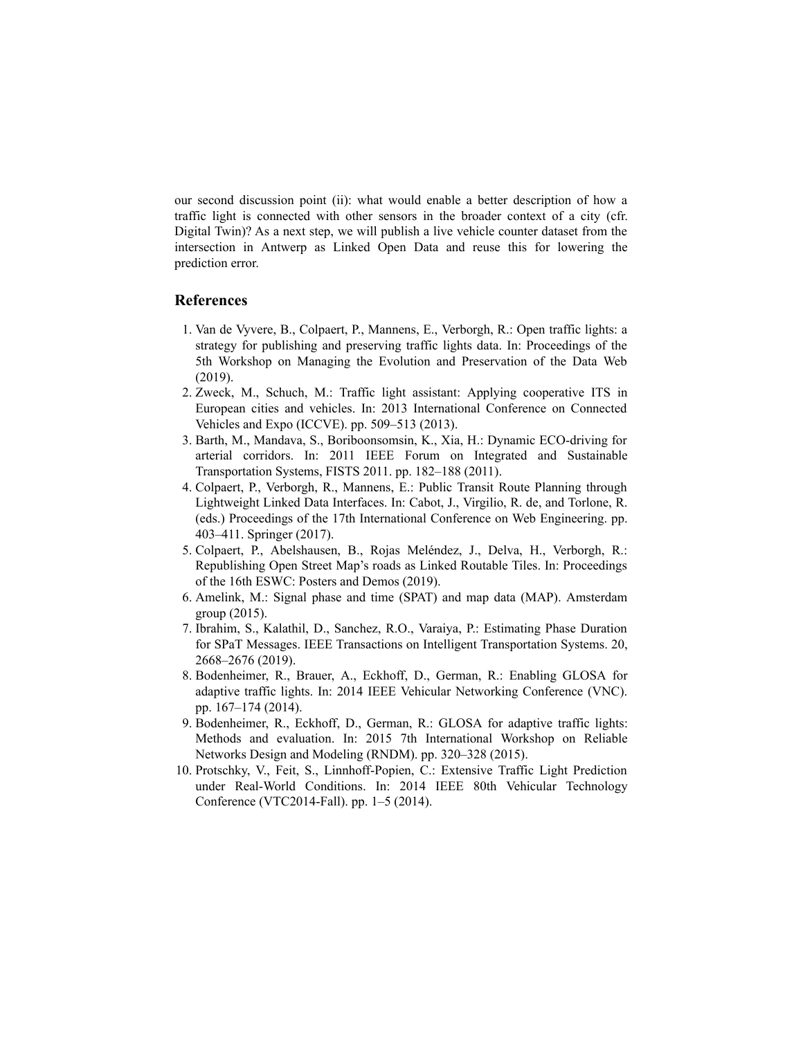our second discussion point (ii): what would enable a better description of how a traffic light is connected with other sensors in the broader context of a city (cfr. Digital Twin)? As a next step, we will publish a live vehicle counter dataset from the intersection in Antwerp as Linked Open Data and reuse this for lowering the prediction error.

## References

1. Van de Vyvere, B., Colpaert, P., Mannens, E., Verborgh, R.: Open traffic lights: a strategy for publishing and preserving traffic lights data. In: Proceedings of the 5th Workshop on Managing the Evolution and Preservation of the Data Web (2019).
2. Zweck, M., Schuch, M.: Traffic light assistant: Applying cooperative ITS in European cities and vehicles. In: 2013 International Conference on Connected Vehicles and Expo (ICCVE). pp. 509–513 (2013).
3. Barth, M., Mandava, S., Boriboonsomsin, K., Xia, H.: Dynamic ECO-driving for arterial corridors. In: 2011 IEEE Forum on Integrated and Sustainable Transportation Systems, FISTS 2011. pp. 182–188 (2011).
4. Colpaert, P., Verborgh, R., Mannens, E.: Public Transit Route Planning through Lightweight Linked Data Interfaces. In: Cabot, J., Virgilio, R. de, and Torlone, R. (eds.) Proceedings of the 17th International Conference on Web Engineering. pp. 403–411. Springer (2017).
5. Colpaert, P., Abelshausen, B., Rojas Meléndez, J., Delva, H., Verborgh, R.: Republishing Open Street Map's roads as Linked Routable Tiles. In: Proceedings of the 16th ESWC: Posters and Demos (2019).
6. Amelink, M.: Signal phase and time (SPAT) and map data (MAP). Amsterdam group (2015).
7. Ibrahim, S., Kalathil, D., Sanchez, R.O., Varaiya, P.: Estimating Phase Duration for SPaT Messages. IEEE Transactions on Intelligent Transportation Systems. 20, 2668–2676 (2019).
8. Bodenheimer, R., Brauer, A., Eckhoff, D., German, R.: Enabling GLOSA for adaptive traffic lights. In: 2014 IEEE Vehicular Networking Conference (VNC). pp. 167–174 (2014).
9. Bodenheimer, R., Eckhoff, D., German, R.: GLOSA for adaptive traffic lights: Methods and evaluation. In: 2015 7th International Workshop on Reliable Networks Design and Modeling (RNDM). pp. 320–328 (2015).
10. Protschky, V., Feit, S., Linnhoff-Popien, C.: Extensive Traffic Light Prediction under Real-World Conditions. In: 2014 IEEE 80th Vehicular Technology Conference (VTC2014-Fall). pp. 1–5 (2014).